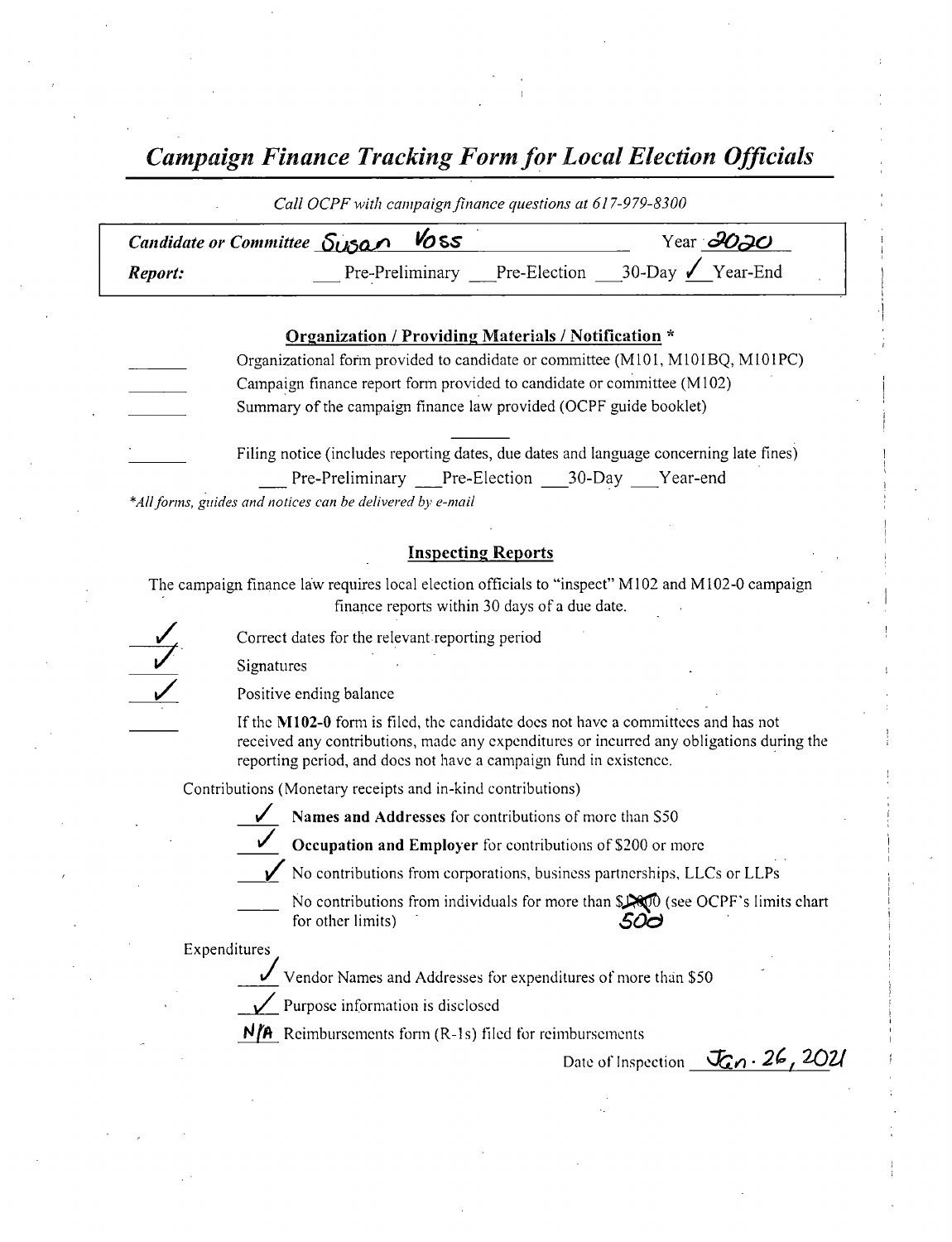# *Campaign Finance Tracking Form for Local Election Officials*

*Call OCPF with campaign finance questions at 617-979-8300*

***Candidate or Committee*** Susan Voss  Year 2020

***Report:*** ___ Pre-Preliminary ___ Pre-Election ___ 30-Day ✓ Year-End

## Organization / Providing Materials / Notification *

_____ Organizational form provided to candidate or committee (M101, M101BQ, M101PC)

_____ Campaign finance report form provided to candidate or committee (M102)

_____ Summary of the campaign finance law provided (OCPF guide booklet)

_____ Filing notice (includes reporting dates, due dates and language concerning late fines)

___ Pre-Preliminary ___ Pre-Election ___ 30-Day ___ Year-end

*\*All forms, guides and notices can be delivered by e-mail*

## Inspecting Reports

The campaign finance law requires local election officials to "inspect" M102 and M102-0 campaign finance reports within 30 days of a due date.

✓ Correct dates for the relevant reporting period

✓ Signatures

✓ Positive ending balance

_____ If the **M102-0** form is filed, the candidate does not have a committees and has not received any contributions, made any expenditures or incurred any obligations during the reporting period, and does not have a campaign fund in existence.

Contributions (Monetary receipts and in-kind contributions)

✓ **Names and Addresses** for contributions of more than $50

✓ **Occupation and Employer** for contributions of $200 or more

✓ No contributions from corporations, business partnerships, LLCs or LLPs

_____ No contributions from individuals for more than ~~$1000~~ 500 (see OCPF's limits chart for other limits)

Expenditures

✓ Vendor Names and Addresses for expenditures of more than $50

✓ Purpose information is disclosed

N/A Reimbursements form (R-1s) filed for reimbursements

Date of Inspection Jan. 26, 2021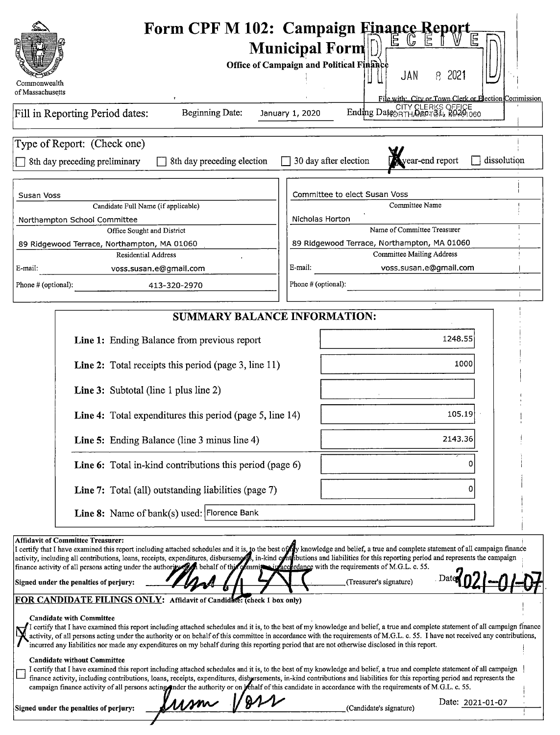# Form CPF M 102: Campaign Finance Report
## Municipal Form

**Office of Campaign and Political Finance**

Commonwealth of Massachusetts

RECEIVED
JAN 8 2021
CITY CLERKS OFFICE
NORTHAMPTON, MA 01060

File with: City or Town Clerk or Election Commission

Fill in Reporting Period dates: Beginning Date: January 1, 2020 Ending Date: Dec 31, 2020

Type of Report: (Check one)

- [ ] 8th day preceding preliminary
- [ ] 8th day preceding election
- [ ] 30 day after election
- [X] year-end report
- [ ] dissolution

| | |
|---|---|
| Susan Voss | Committee to elect Susan Voss |
| Candidate Full Name (if applicable) | Committee Name |
| Northampton School Committee | Nicholas Horton |
| Office Sought and District | Name of Committee Treasurer |
| 89 Ridgewood Terrace, Northampton, MA 01060 | 89 Ridgewood Terrace, Northampton, MA 01060 |
| Residential Address | Committee Mailing Address |
| E-mail: voss.susan.e@gmail.com | E-mail: voss.susan.e@gmail.com |
| Phone # (optional): 413-320-2970 | Phone # (optional): |

## SUMMARY BALANCE INFORMATION:

| | |
|---|---|
| **Line 1:** Ending Balance from previous report | 1248.55 |
| **Line 2:** Total receipts this period (page 3, line 11) | 1000 |
| **Line 3:** Subtotal (line 1 plus line 2) | |
| **Line 4:** Total expenditures this period (page 5, line 14) | 105.19 |
| **Line 5:** Ending Balance (line 3 minus line 4) | 2143.36 |
| **Line 6:** Total in-kind contributions this period (page 6) | 0 |
| **Line 7:** Total (all) outstanding liabilities (page 7) | 0 |
| **Line 8:** Name of bank(s) used: | Florence Bank |

**Affidavit of Committee Treasurer:**
I certify that I have examined this report including attached schedules and it is, to the best of my knowledge and belief, a true and complete statement of all campaign finance activity, including all contributions, loans, receipts, expenditures, disbursements, in-kind contributions and liabilities for this reporting period and represents the campaign finance activity of all persons acting under the authority or on behalf of this committee in accordance with the requirements of M.G.L. c. 55.

**Signed under the penalties of perjury:** [signature] (Treasurer's signature) Date: 2021-01-07

**FOR CANDIDATE FILINGS ONLY: Affidavit of Candidate: (check 1 box only)**

- [X] **Candidate with Committee**
I certify that I have examined this report including attached schedules and it is, to the best of my knowledge and belief, a true and complete statement of all campaign finance activity, of all persons acting under the authority or on behalf of this committee in accordance with the requirements of M.G.L. c. 55. I have not received any contributions, incurred any liabilities nor made any expenditures on my behalf during this reporting period that are not otherwise disclosed in this report.

- [ ] **Candidate without Committee**
I certify that I have examined this report including attached schedules and it is, to the best of my knowledge and belief, a true and complete statement of all campaign finance activity, including contributions, loans, receipts, expenditures, disbursements, in-kind contributions and liabilities for this reporting period and represents the campaign finance activity of all persons acting under the authority or on behalf of this candidate in accordance with the requirements of M.G.L. c. 55.

**Signed under the penalties of perjury:** Susan Voss (Candidate's signature) Date: 2021-01-07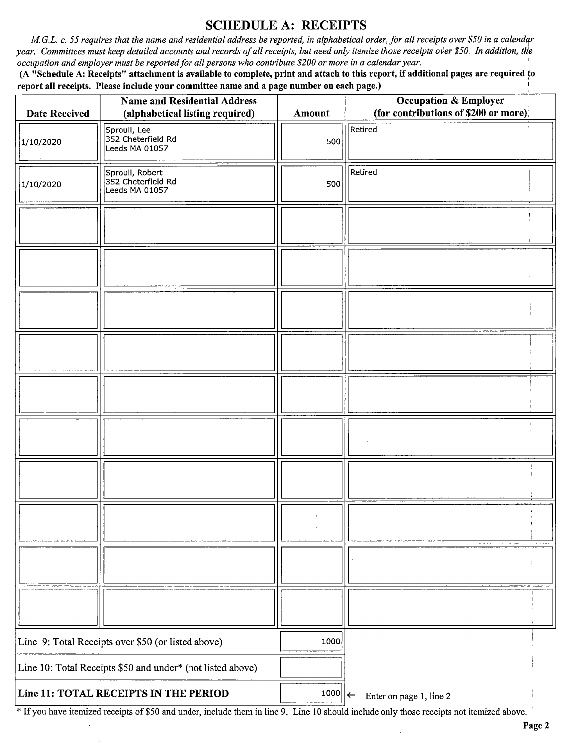## SCHEDULE A: RECEIPTS

*M.G.L. c. 55 requires that the name and residential address be reported, in alphabetical order, for all receipts over $50 in a calendar year. Committees must keep detailed accounts and records of all receipts, but need only itemize those receipts over $50. In addition, the occupation and employer must be reported for all persons who contribute $200 or more in a calendar year.*

**(A "Schedule A: Receipts" attachment is available to complete, print and attach to this report, if additional pages are required to report all receipts. Please include your committee name and a page number on each page.)**

| Date Received | Name and Residential Address (alphabetical listing required) | Amount | Occupation & Employer (for contributions of $200 or more) |
|---|---|---|---|
| 1/10/2020 | Sproull, Lee<br>352 Cheterfield Rd<br>Leeds MA 01057 | 500 | Retired |
| 1/10/2020 | Sproull, Robert<br>352 Cheterfield Rd<br>Leeds MA 01057 | 500 | Retired |
| | | | |
| | | | |
| | | | |
| | | | |
| | | | |
| | | | |
| | | | |
| | | | |
| | | | |
| | | | |

| | |
|---|---|
| Line 9: Total Receipts over $50 (or listed above) | 1000 |
| Line 10: Total Receipts $50 and under* (not listed above) | |
| **Line 11: TOTAL RECEIPTS IN THE PERIOD** | 1000 ← Enter on page 1, line 2 |

* If you have itemized receipts of $50 and under, include them in line 9. Line 10 should include only those receipts not itemized above.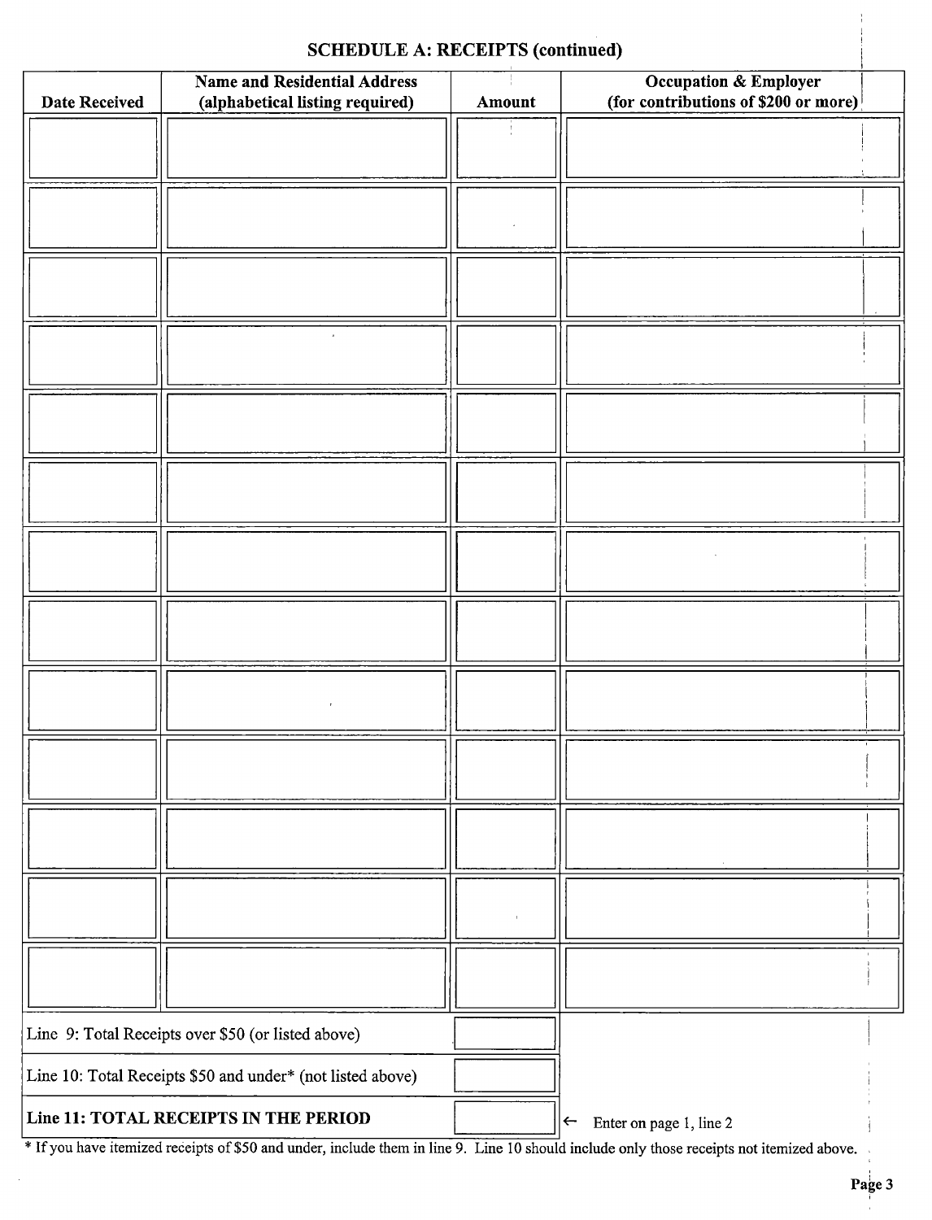## SCHEDULE A: RECEIPTS (continued)

| Date Received | Name and Residential Address (alphabetical listing required) | Amount | Occupation & Employer (for contributions of $200 or more) |
|---|---|---|---|
| | | | |
| | | | |
| | | | |
| | | | |
| | | | |
| | | | |
| | | | |
| | | | |
| | | | |
| | | | |
| | | | |
| | | | |
| | | | |

| | | |
|---|---|---|
| Line 9: Total Receipts over $50 (or listed above) | | |
| Line 10: Total Receipts $50 and under* (not listed above) | | |
| **Line 11: TOTAL RECEIPTS IN THE PERIOD** | | ← Enter on page 1, line 2 |

* If you have itemized receipts of $50 and under, include them in line 9. Line 10 should include only those receipts not itemized above.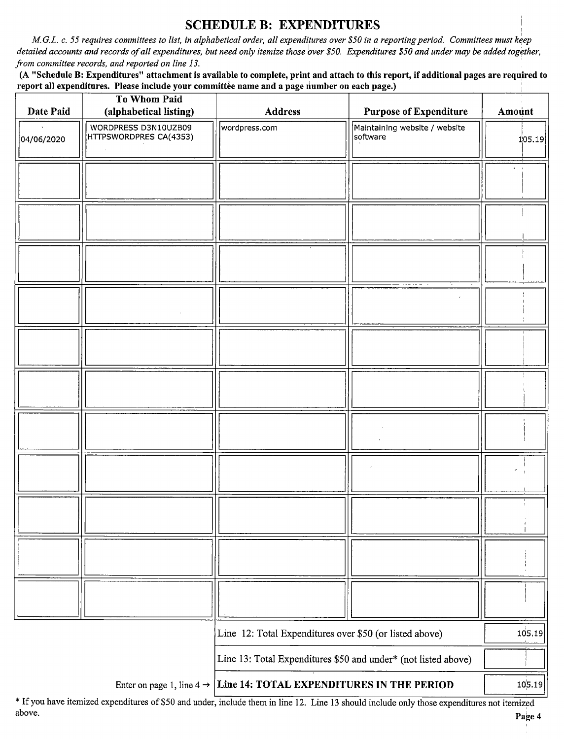## SCHEDULE B: EXPENDITURES

*M.G.L. c. 55 requires committees to list, in alphabetical order, all expenditures over $50 in a reporting period. Committees must keep detailed accounts and records of all expenditures, but need only itemize those over $50. Expenditures $50 and under may be added together, from committee records, and reported on line 13.*

**(A "Schedule B: Expenditures" attachment is available to complete, print and attach to this report, if additional pages are required to report all expenditures. Please include your committee name and a page number on each page.)**

| Date Paid | To Whom Paid (alphabetical listing) | Address | Purpose of Expenditure | Amount |
|---|---|---|---|---|
| 04/06/2020 | WORDPRESS D3N10UZB09 HTTPSWORDPRES CA(4353) | wordpress.com | Maintaining website / website software | 105.19 |
| | | | | |
| | | | | |
| | | | | |
| | | | | |
| | | | | |
| | | | | |
| | | | | |
| | | | | |
| | | | | |
| | | | | |
| | | | | |

| | |
|---|---|
| Line 12: Total Expenditures over $50 (or listed above) | 105.19 |
| Line 13: Total Expenditures $50 and under* (not listed above) | |
| Enter on page 1, line 4 → **Line 14: TOTAL EXPENDITURES IN THE PERIOD** | 105.19 |

\* If you have itemized expenditures of $50 and under, include them in line 12. Line 13 should include only those expenditures not itemized above.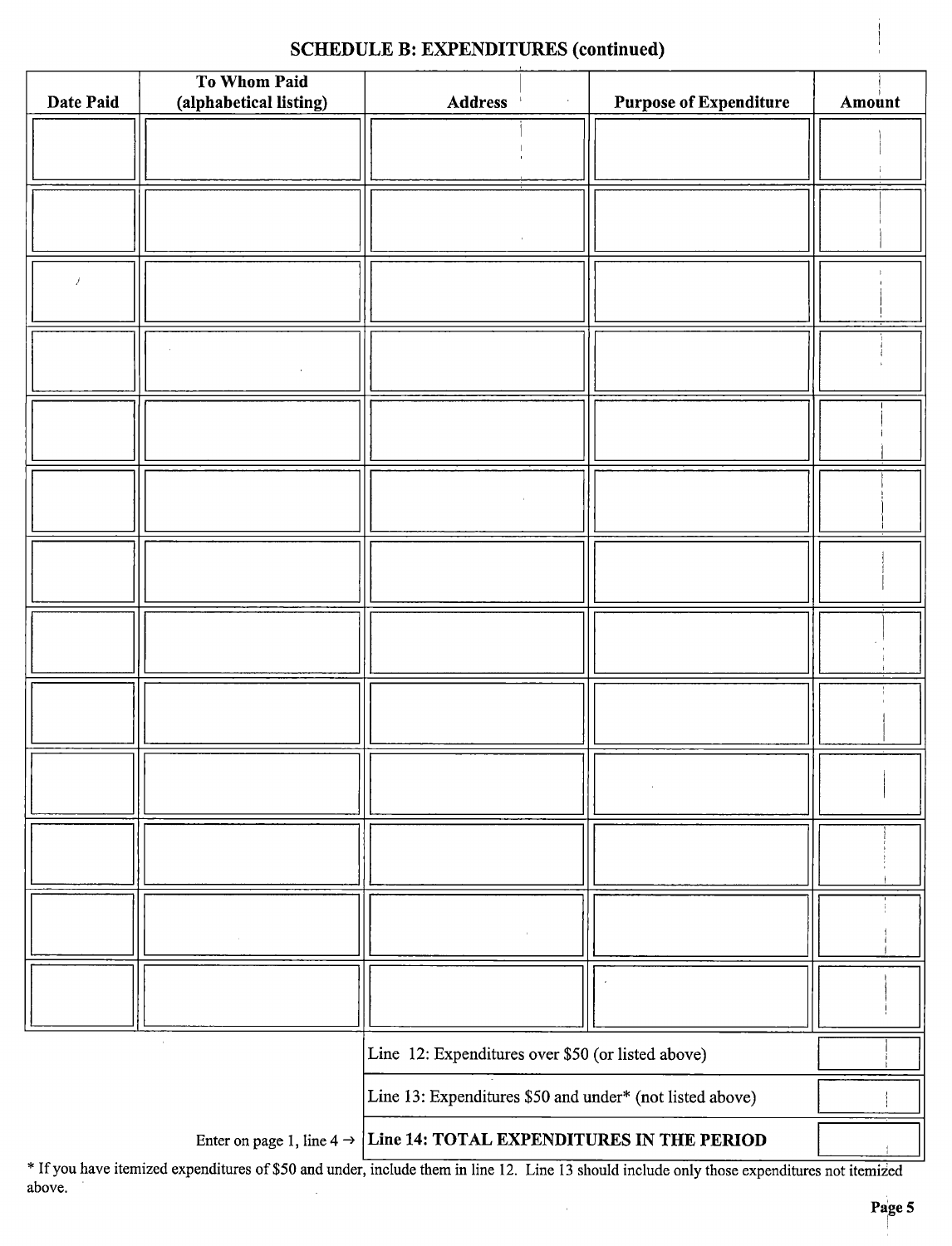**SCHEDULE B: EXPENDITURES (continued)**

| Date Paid | To Whom Paid (alphabetical listing) | Address | Purpose of Expenditure | Amount |
|---|---|---|---|---|
| | | | | |
| | | | | |
| | | | | |
| | | | | |
| | | | | |
| | | | | |
| | | | | |
| | | | | |
| | | | | |
| | | | | |
| | | | | |
| | | | | |
| | | | | |

| | |
|---|---|
| Line 12: Expenditures over $50 (or listed above) | |
| Line 13: Expenditures $50 and under* (not listed above) | |
| Enter on page 1, line 4 → **Line 14: TOTAL EXPENDITURES IN THE PERIOD** | |

* If you have itemized expenditures of $50 and under, include them in line 12. Line 13 should include only those expenditures not itemized above.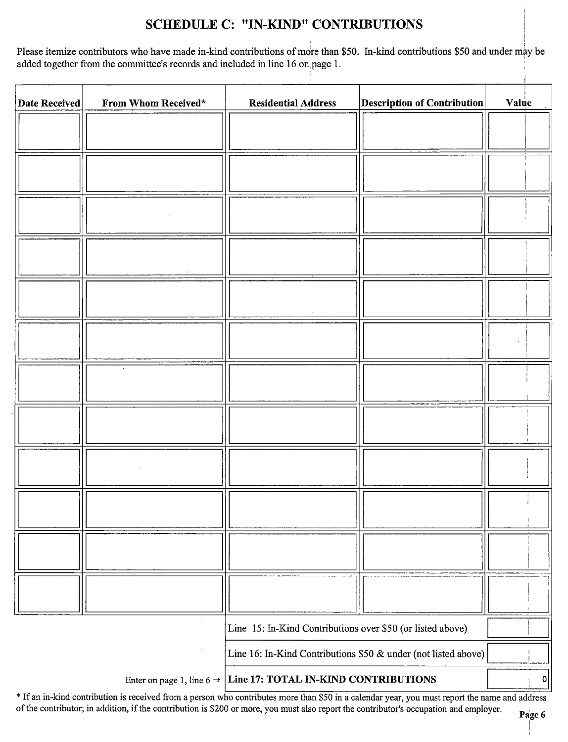## SCHEDULE C: "IN-KIND" CONTRIBUTIONS

Please itemize contributors who have made in-kind contributions of more than $50. In-kind contributions $50 and under may be added together from the committee's records and included in line 16 on page 1.

| Date Received | From Whom Received* | Residential Address | Description of Contribution | Value |
|---|---|---|---|---|
| | | | | |
| | | | | |
| | | | | |
| | | | | |
| | | | | |
| | | | | |
| | | | | |
| | | | | |
| | | | | |
| | | | | |
| | | | | |
| | | | | |

| | |
|---|---|
| Line 15: In-Kind Contributions over $50 (or listed above) | |
| Line 16: In-Kind Contributions $50 & under (not listed above) | |
| Enter on page 1, line 6 → **Line 17: TOTAL IN-KIND CONTRIBUTIONS** | 0 |

* If an in-kind contribution is received from a person who contributes more than $50 in a calendar year, you must report the name and address of the contributor; in addition, if the contribution is $200 or more, you must also report the contributor's occupation and employer.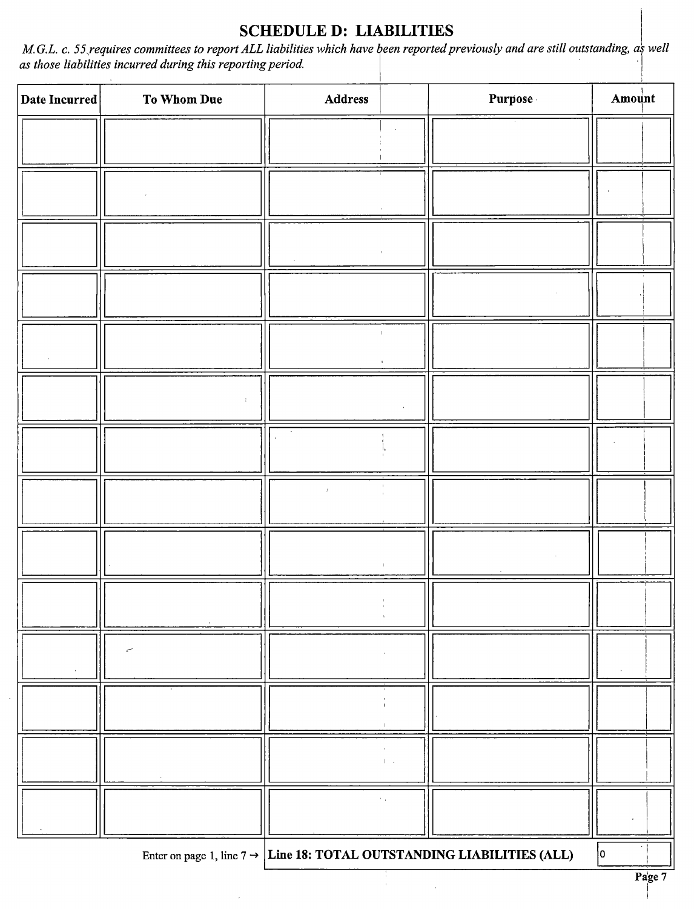## SCHEDULE D: LIABILITIES

*M.G.L. c. 55 requires committees to report ALL liabilities which have been reported previously and are still outstanding, as well as those liabilities incurred during this reporting period.*

| Date Incurred | To Whom Due | Address | Purpose | Amount |
|---|---|---|---|---|
| | | | | |
| | | | | |
| | | | | |
| | | | | |
| | | | | |
| | | | | |
| | | | | |
| | | | | |
| | | | | |
| | | | | |
| | | | | |
| | | | | |
| | | | | |
| | | | | |

Enter on page 1, line 7 → **Line 18: TOTAL OUTSTANDING LIABILITIES (ALL)** 0